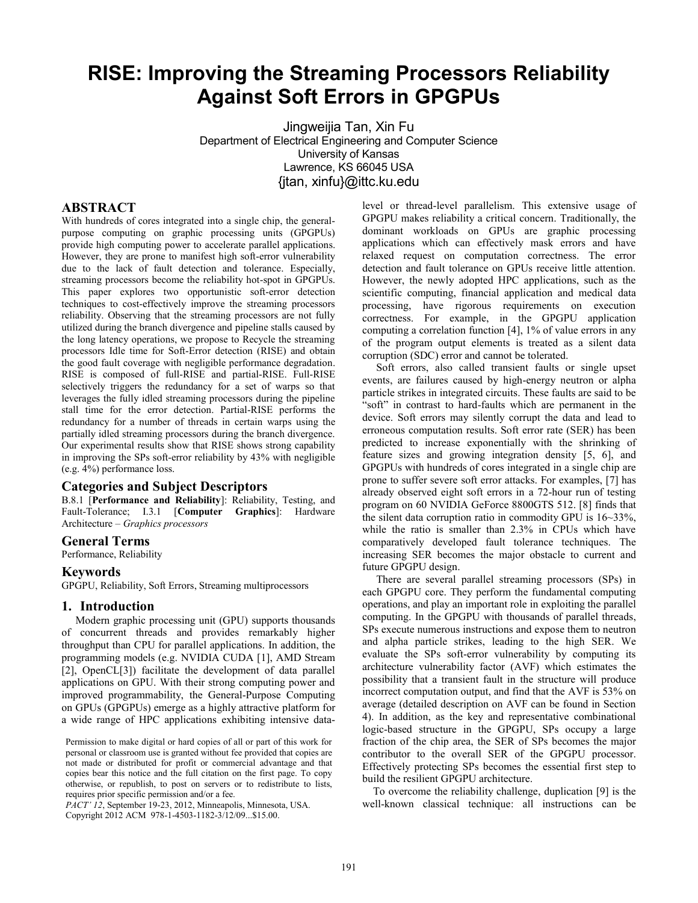# RISE: Improving the Streaming Processors Reliability Against Soft Errors in GPGPUs

Jingweijia Tan, Xin Fu
Department of Electrical Engineering and Computer Science
University of Kansas
Lawrence, KS 66045 USA
{jtan, xinfu}@ittc.ku.edu

## ABSTRACT

With hundreds of cores integrated into a single chip, the general-purpose computing on graphic processing units (GPGPUs) provide high computing power to accelerate parallel applications. However, they are prone to manifest high soft-error vulnerability due to the lack of fault detection and tolerance. Especially, streaming processors become the reliability hot-spot in GPGPUs. This paper explores two opportunistic soft-error detection techniques to cost-effectively improve the streaming processors reliability. Observing that the streaming processors are not fully utilized during the branch divergence and pipeline stalls caused by the long latency operations, we propose to Recycle the streaming processors Idle time for Soft-Error detection (RISE) and obtain the good fault coverage with negligible performance degradation. RISE is composed of full-RISE and partial-RISE. Full-RISE selectively triggers the redundancy for a set of warps so that leverages the fully idled streaming processors during the pipeline stall time for the error detection. Partial-RISE performs the redundancy for a number of threads in certain warps using the partially idled streaming processors during the branch divergence. Our experimental results show that RISE shows strong capability in improving the SPs soft-error reliability by 43% with negligible (e.g. 4%) performance loss.

## Categories and Subject Descriptors

B.8.1 [**Performance and Reliability**]: Reliability, Testing, and Fault-Tolerance; I.3.1 [**Computer Graphics**]: Hardware Architecture – *Graphics processors*

## General Terms

Performance, Reliability

## Keywords

GPGPU, Reliability, Soft Errors, Streaming multiprocessors

## 1. Introduction

Modern graphic processing unit (GPU) supports thousands of concurrent threads and provides remarkably higher throughput than CPU for parallel applications. In addition, the programming models (e.g. NVIDIA CUDA [1], AMD Stream [2], OpenCL[3]) facilitate the development of data parallel applications on GPU. With their strong computing power and improved programmability, the General-Purpose Computing on GPUs (GPGPUs) emerge as a highly attractive platform for a wide range of HPC applications exhibiting intensive data-level or thread-level parallelism. This extensive usage of GPGPU makes reliability a critical concern. Traditionally, the dominant workloads on GPUs are graphic processing applications which can effectively mask errors and have relaxed request on computation correctness. The error detection and fault tolerance on GPUs receive little attention. However, the newly adopted HPC applications, such as the scientific computing, financial application and medical data processing, have rigorous requirements on execution correctness. For example, in the GPGPU application computing a correlation function [4], 1% of value errors in any of the program output elements is treated as a silent data corruption (SDC) error and cannot be tolerated.

Soft errors, also called transient faults or single upset events, are failures caused by high-energy neutron or alpha particle strikes in integrated circuits. These faults are said to be "soft" in contrast to hard-faults which are permanent in the device. Soft errors may silently corrupt the data and lead to erroneous computation results. Soft error rate (SER) has been predicted to increase exponentially with the shrinking of feature sizes and growing integration density [5, 6], and GPGPUs with hundreds of cores integrated in a single chip are prone to suffer severe soft error attacks. For examples, [7] has already observed eight soft errors in a 72-hour run of testing program on 60 NVIDIA GeForce 8800GTS 512. [8] finds that the silent data corruption ratio in commodity GPU is 16~33%, while the ratio is smaller than 2.3% in CPUs which have comparatively developed fault tolerance techniques. The increasing SER becomes the major obstacle to current and future GPGPU design.

There are several parallel streaming processors (SPs) in each GPGPU core. They perform the fundamental computing operations, and play an important role in exploiting the parallel computing. In the GPGPU with thousands of parallel threads, SPs execute numerous instructions and expose them to neutron and alpha particle strikes, leading to the high SER. We evaluate the SPs soft-error vulnerability by computing its architecture vulnerability factor (AVF) which estimates the possibility that a transient fault in the structure will produce incorrect computation output, and find that the AVF is 53% on average (detailed description on AVF can be found in Section 4). In addition, as the key and representative combinational logic-based structure in the GPGPU, SPs occupy a large fraction of the chip area, the SER of SPs becomes the major contributor to the overall SER of the GPGPU processor. Effectively protecting SPs becomes the essential first step to build the resilient GPGPU architecture.

To overcome the reliability challenge, duplication [9] is the well-known classical technique: all instructions can be

Permission to make digital or hard copies of all or part of this work for personal or classroom use is granted without fee provided that copies are not made or distributed for profit or commercial advantage and that copies bear this notice and the full citation on the first page. To copy otherwise, or republish, to post on servers or to redistribute to lists, requires prior specific permission and/or a fee.
*PACT' 12*, September 19-23, 2012, Minneapolis, Minnesota, USA.
Copyright 2012 ACM 978-1-4503-1182-3/12/09...$15.00.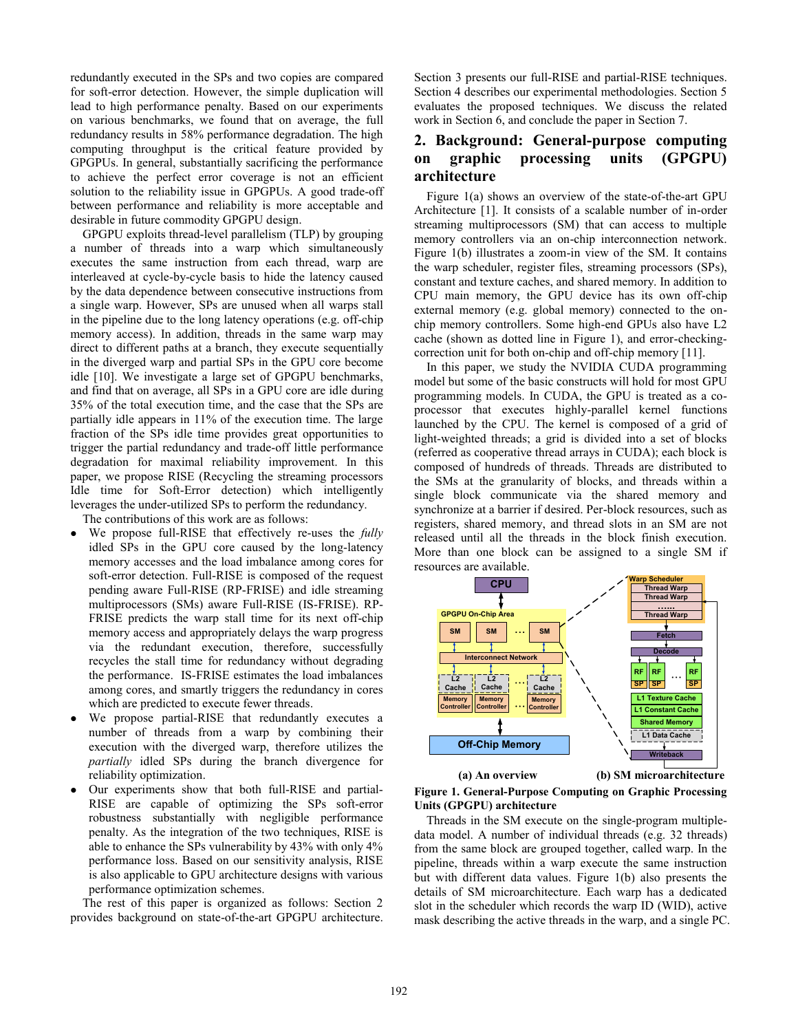redundantly executed in the SPs and two copies are compared for soft-error detection. However, the simple duplication will lead to high performance penalty. Based on our experiments on various benchmarks, we found that on average, the full redundancy results in 58% performance degradation. The high computing throughput is the critical feature provided by GPGPUs. In general, substantially sacrificing the performance to achieve the perfect error coverage is not an efficient solution to the reliability issue in GPGPUs. A good trade-off between performance and reliability is more acceptable and desirable in future commodity GPGPU design.

GPGPU exploits thread-level parallelism (TLP) by grouping a number of threads into a warp which simultaneously executes the same instruction from each thread, warp are interleaved at cycle-by-cycle basis to hide the latency caused by the data dependence between consecutive instructions from a single warp. However, SPs are unused when all warps stall in the pipeline due to the long latency operations (e.g. off-chip memory access). In addition, threads in the same warp may direct to different paths at a branch, they execute sequentially in the diverged warp and partial SPs in the GPU core become idle [10]. We investigate a large set of GPGPU benchmarks, and find that on average, all SPs in a GPU core are idle during 35% of the total execution time, and the case that the SPs are partially idle appears in 11% of the execution time. The large fraction of the SPs idle time provides great opportunities to trigger the partial redundancy and trade-off little performance degradation for maximal reliability improvement. In this paper, we propose RISE (Recycling the streaming processors Idle time for Soft-Error detection) which intelligently leverages the under-utilized SPs to perform the redundancy.

The contributions of this work are as follows:

- We propose full-RISE that effectively re-uses the *fully* idled SPs in the GPU core caused by the long-latency memory accesses and the load imbalance among cores for soft-error detection. Full-RISE is composed of the request pending aware Full-RISE (RP-FRISE) and idle streaming multiprocessors (SMs) aware Full-RISE (IS-FRISE). RP-FRISE predicts the warp stall time for its next off-chip memory access and appropriately delays the warp progress via the redundant execution, therefore, successfully recycles the stall time for redundancy without degrading the performance. IS-FRISE estimates the load imbalances among cores, and smartly triggers the redundancy in cores which are predicted to execute fewer threads.
- We propose partial-RISE that redundantly executes a number of threads from a warp by combining their execution with the diverged warp, therefore utilizes the *partially* idled SPs during the branch divergence for reliability optimization.
- Our experiments show that both full-RISE and partial-RISE are capable of optimizing the SPs soft-error robustness substantially with negligible performance penalty. As the integration of the two techniques, RISE is able to enhance the SPs vulnerability by 43% with only 4% performance loss. Based on our sensitivity analysis, RISE is also applicable to GPU architecture designs with various performance optimization schemes.

The rest of this paper is organized as follows: Section 2 provides background on state-of-the-art GPGPU architecture. Section 3 presents our full-RISE and partial-RISE techniques. Section 4 describes our experimental methodologies. Section 5 evaluates the proposed techniques. We discuss the related work in Section 6, and conclude the paper in Section 7.

## 2. Background: General-purpose computing on graphic processing units (GPGPU) architecture

Figure 1(a) shows an overview of the state-of-the-art GPU Architecture [1]. It consists of a scalable number of in-order streaming multiprocessors (SM) that can access to multiple memory controllers via an on-chip interconnection network. Figure 1(b) illustrates a zoom-in view of the SM. It contains the warp scheduler, register files, streaming processors (SPs), constant and texture caches, and shared memory. In addition to CPU main memory, the GPU device has its own off-chip external memory (e.g. global memory) connected to the on-chip memory controllers. Some high-end GPUs also have L2 cache (shown as dotted line in Figure 1), and error-checking-correction unit for both on-chip and off-chip memory [11].

In this paper, we study the NVIDIA CUDA programming model but some of the basic constructs will hold for most GPU programming models. In CUDA, the GPU is treated as a co-processor that executes highly-parallel kernel functions launched by the CPU. The kernel is composed of a grid of light-weighted threads; a grid is divided into a set of blocks (referred as cooperative thread arrays in CUDA); each block is composed of hundreds of threads. Threads are distributed to the SMs at the granularity of blocks, and threads within a single block communicate via the shared memory and synchronize at a barrier if desired. Per-block resources, such as registers, shared memory, and thread slots in an SM are not released until all the threads in the block finish execution. More than one block can be assigned to a single SM if resources are available.

CPU
GPGPU On-Chip Area
SM SM … SM
Interconnect Network
L2 Cache L2 Cache … L2 Cache
Memory Controller Memory Controller … Memory Controller
Off-Chip Memory
Warp Scheduler
Thread Warp
Thread Warp
……
Thread Warp
Fetch
Decode
RF RF … RF
SP SP SP
L1 Texture Cache
L1 Constant Cache
Shared Memory
L1 Data Cache
Writeback

(a) An overview (b) SM microarchitecture

**Figure 1. General-Purpose Computing on Graphic Processing Units (GPGPU) architecture**

Threads in the SM execute on the single-program multiple-data model. A number of individual threads (e.g. 32 threads) from the same block are grouped together, called warp. In the pipeline, threads within a warp execute the same instruction but with different data values. Figure 1(b) also presents the details of SM microarchitecture. Each warp has a dedicated slot in the scheduler which records the warp ID (WID), active mask describing the active threads in the warp, and a single PC.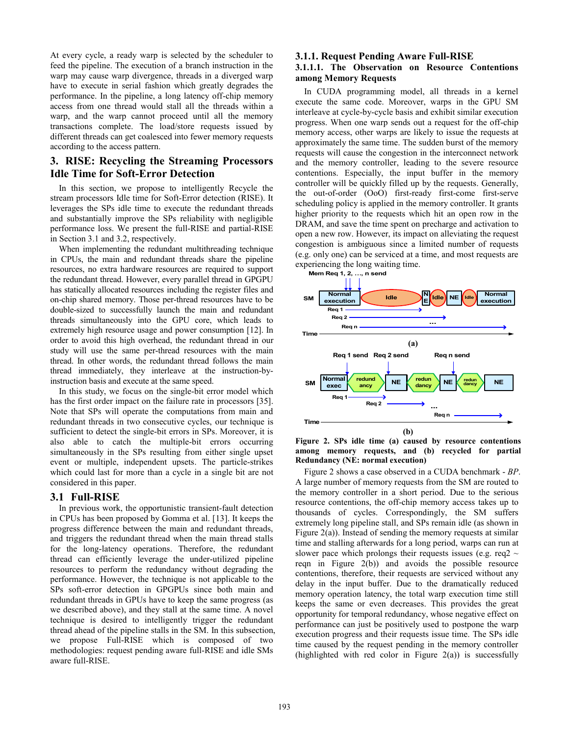At every cycle, a ready warp is selected by the scheduler to feed the pipeline. The execution of a branch instruction in the warp may cause warp divergence, threads in a diverged warp have to execute in serial fashion which greatly degrades the performance. In the pipeline, a long latency off-chip memory access from one thread would stall all the threads within a warp, and the warp cannot proceed until all the memory transactions complete. The load/store requests issued by different threads can get coalesced into fewer memory requests according to the access pattern.

# 3. RISE: Recycling the Streaming Processors Idle Time for Soft-Error Detection

In this section, we propose to intelligently Recycle the stream processors Idle time for Soft-Error detection (RISE). It leverages the SPs idle time to execute the redundant threads and substantially improve the SPs reliability with negligible performance loss. We present the full-RISE and partial-RISE in Section 3.1 and 3.2, respectively.

When implementing the redundant multithreading technique in CPUs, the main and redundant threads share the pipeline resources, no extra hardware resources are required to support the redundant thread. However, every parallel thread in GPGPU has statically allocated resources including the register files and on-chip shared memory. Those per-thread resources have to be double-sized to successfully launch the main and redundant threads simultaneously into the GPU core, which leads to extremely high resource usage and power consumption [12]. In order to avoid this high overhead, the redundant thread in our study will use the same per-thread resources with the main thread. In other words, the redundant thread follows the main thread immediately, they interleave at the instruction-by-instruction basis and execute at the same speed.

In this study, we focus on the single-bit error model which has the first order impact on the failure rate in processors [35]. Note that SPs will operate the computations from main and redundant threads in two consecutive cycles, our technique is sufficient to detect the single-bit errors in SPs. Moreover, it is also able to catch the multiple-bit errors occurring simultaneously in the SPs resulting from either single upset event or multiple, independent upsets. The particle-strikes which could last for more than a cycle in a single bit are not considered in this paper.

## 3.1 Full-RISE

In previous work, the opportunistic transient-fault detection in CPUs has been proposed by Gomma et al. [13]. It keeps the progress difference between the main and redundant threads, and triggers the redundant thread when the main thread stalls for the long-latency operations. Therefore, the redundant thread can efficiently leverage the under-utilized pipeline resources to perform the redundancy without degrading the performance. However, the technique is not applicable to the SPs soft-error detection in GPGPUs since both main and redundant threads in GPUs have to keep the same progress (as we described above), and they stall at the same time. A novel technique is desired to intelligently trigger the redundant thread ahead of the pipeline stalls in the SM. In this subsection, we propose Full-RISE which is composed of two methodologies: request pending aware full-RISE and idle SMs aware full-RISE.

### 3.1.1. Request Pending Aware Full-RISE

#### 3.1.1.1. The Observation on Resource Contentions among Memory Requests

In CUDA programming model, all threads in a kernel execute the same code. Moreover, warps in the GPU SM interleave at cycle-by-cycle basis and exhibit similar execution progress. When one warp sends out a request for the off-chip memory access, other warps are likely to issue the requests at approximately the same time. The sudden burst of the memory requests will cause the congestion in the interconnect network and the memory controller, leading to the severe resource contentions. Especially, the input buffer in the memory controller will be quickly filled up by the requests. Generally, the out-of-order (OoO) first-ready first-come first-serve scheduling policy is applied in the memory controller. It grants higher priority to the requests which hit an open row in the DRAM, and save the time spent on precharge and activation to open a new row. However, its impact on alleviating the request congestion is ambiguous since a limited number of requests (e.g. only one) can be serviced at a time, and most requests are experiencing the long waiting time.

**Figure 2. SPs idle time (a) caused by resource contentions among memory requests, and (b) recycled for partial Redundancy (NE: normal execution)**

Figure 2 shows a case observed in a CUDA benchmark - *BP*. A large number of memory requests from the SM are routed to the memory controller in a short period. Due to the serious resource contentions, the off-chip memory access takes up to thousands of cycles. Correspondingly, the SM suffers extremely long pipeline stall, and SPs remain idle (as shown in Figure 2(a)). Instead of sending the memory requests at similar time and stalling afterwards for a long period, warps can run at slower pace which prolongs their requests issues (e.g. req2 ~ reqn in Figure 2(b)) and avoids the possible resource contentions, therefore, their requests are serviced without any delay in the input buffer. Due to the dramatically reduced memory operation latency, the total warp execution time still keeps the same or even decreases. This provides the great opportunity for temporal redundancy, whose negative effect on performance can just be positively used to postpone the warp execution progress and their requests issue time. The SPs idle time caused by the request pending in the memory controller (highlighted with red color in Figure 2(a)) is successfully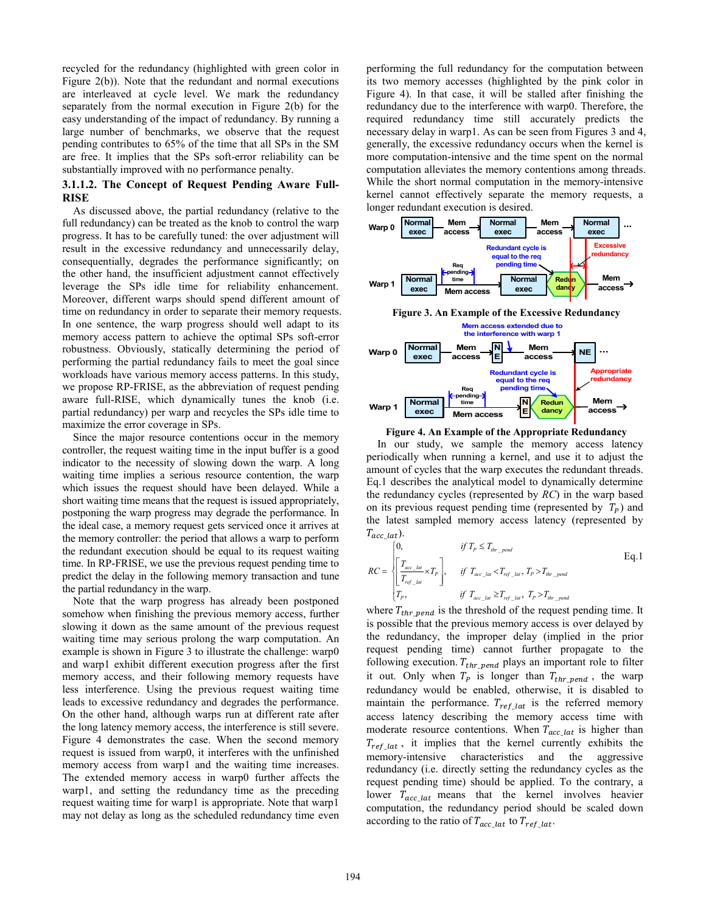recycled for the redundancy (highlighted with green color in Figure 2(b)). Note that the redundant and normal executions are interleaved at cycle level. We mark the redundancy separately from the normal execution in Figure 2(b) for the easy understanding of the impact of redundancy. By running a large number of benchmarks, we observe that the request pending contributes to 65% of the time that all SPs in the SM are free. It implies that the SPs soft-error reliability can be substantially improved with no performance penalty.

#### 3.1.1.2. The Concept of Request Pending Aware Full-RISE

As discussed above, the partial redundancy (relative to the full redundancy) can be treated as the knob to control the warp progress. It has to be carefully tuned: the over adjustment will result in the excessive redundancy and unnecessarily delay, consequentially, degrades the performance significantly; on the other hand, the insufficient adjustment cannot effectively leverage the SPs idle time for reliability enhancement. Moreover, different warps should spend different amount of time on redundancy in order to separate their memory requests. In one sentence, the warp progress should well adapt to its memory access pattern to achieve the optimal SPs soft-error robustness. Obviously, statically determining the period of performing the partial redundancy fails to meet the goal since workloads have various memory access patterns. In this study, we propose RP-FRISE, as the abbreviation of request pending aware full-RISE, which dynamically tunes the knob (i.e. partial redundancy) per warp and recycles the SPs idle time to maximize the error coverage in SPs.

Since the major resource contentions occur in the memory controller, the request waiting time in the input buffer is a good indicator to the necessity of slowing down the warp. A long waiting time implies a serious resource contention, the warp which issues the request should have been delayed. While a short waiting time means that the request is issued appropriately, postponing the warp progress may degrade the performance. In the ideal case, a memory request gets serviced once it arrives at the memory controller: the period that allows a warp to perform the redundant execution should be equal to its request waiting time. In RP-FRISE, we use the previous request pending time to predict the delay in the following memory transaction and tune the partial redundancy in the warp.

Note that the warp progress has already been postponed somehow when finishing the previous memory access, further slowing it down as the same amount of the previous request waiting time may serious prolong the warp computation. An example is shown in Figure 3 to illustrate the challenge: warp0 and warp1 exhibit different execution progress after the first memory access, and their following memory requests have less interference. Using the previous request waiting time leads to excessive redundancy and degrades the performance. On the other hand, although warps run at different rate after the long latency memory access, the interference is still severe. Figure 4 demonstrates the case. When the second memory request is issued from warp0, it interferes with the unfinished memory access from warp1 and the waiting time increases. The extended memory access in warp0 further affects the warp1, and setting the redundancy time as the preceding request waiting time for warp1 is appropriate. Note that warp1 may not delay as long as the scheduled redundancy time even performing the full redundancy for the computation between its two memory accesses (highlighted by the pink color in Figure 4). In that case, it will be stalled after finishing the redundancy due to the interference with warp0. Therefore, the required redundancy time still accurately predicts the necessary delay in warp1. As can be seen from Figures 3 and 4, generally, the excessive redundancy occurs when the kernel is more computation-intensive and the time spent on the normal computation alleviates the memory contentions among threads. While the short normal computation in the memory-intensive kernel cannot effectively separate the memory requests, a longer redundant execution is desired.

Warp 0
Normal exec
Mem access
Normal exec
Mem access
Normal exec
...
Redundant cycle is equal to the req pending time
Excessive redundancy
Req pending time
Warp 1
Normal exec
Mem access
Normal exec
Redundancy
Mem access

**Figure 3. An Example of the Excessive Redundancy**

Mem access extended due to the interference with warp 1
Warp 0
Normal exec
Mem access
NE
Mem access
NE
...
Redundant cycle is equal to the req pending time
Appropriate redundancy
Req pending time
Warp 1
Normal exec
Mem access
NE
Redundancy
Mem access

**Figure 4. An Example of the Appropriate Redundancy**

In our study, we sample the memory access latency periodically when running a kernel, and use it to adjust the amount of cycles that the warp executes the redundant threads. Eq.1 describes the analytical model to dynamically determine the redundancy cycles (represented by $RC$) in the warp based on its previous request pending time (represented by $T_P$) and the latest sampled memory access latency (represented by $T_{acc\_lat}$).

$$RC = \begin{cases} 0, & \text{if } T_P \le T_{thr\_pend} \\ \left\lceil \dfrac{T_{acc\_lat}}{T_{ref\_lat}} \times T_P \right\rceil, & \text{if } T_{acc\_lat} < T_{ref\_lat},\ T_P > T_{thr\_pend} \\ T_P, & \text{if } T_{acc\_lat} \ge T_{ref\_lat},\ T_P > T_{thr\_pend} \end{cases} \qquad \text{Eq.1}$$

where $T_{thr\_pend}$ is the threshold of the request pending time. It is possible that the previous memory access is over delayed by the redundancy, the improper delay (implied in the prior request pending time) cannot further propagate to the following execution. $T_{thr\_pend}$ plays an important role to filter it out. Only when $T_P$ is longer than $T_{thr\_pend}$, the warp redundancy would be enabled, otherwise, it is disabled to maintain the performance. $T_{ref\_lat}$ is the referred memory access latency describing the memory access time with moderate resource contentions. When $T_{acc\_lat}$ is higher than $T_{ref\_lat}$, it implies that the kernel currently exhibits the memory-intensive characteristics and the aggressive redundancy (i.e. directly setting the redundancy cycles as the request pending time) should be applied. To the contrary, a lower $T_{acc\_lat}$ means that the kernel involves heavier computation, the redundancy period should be scaled down according to the ratio of $T_{acc\_lat}$ to $T_{ref\_lat}$.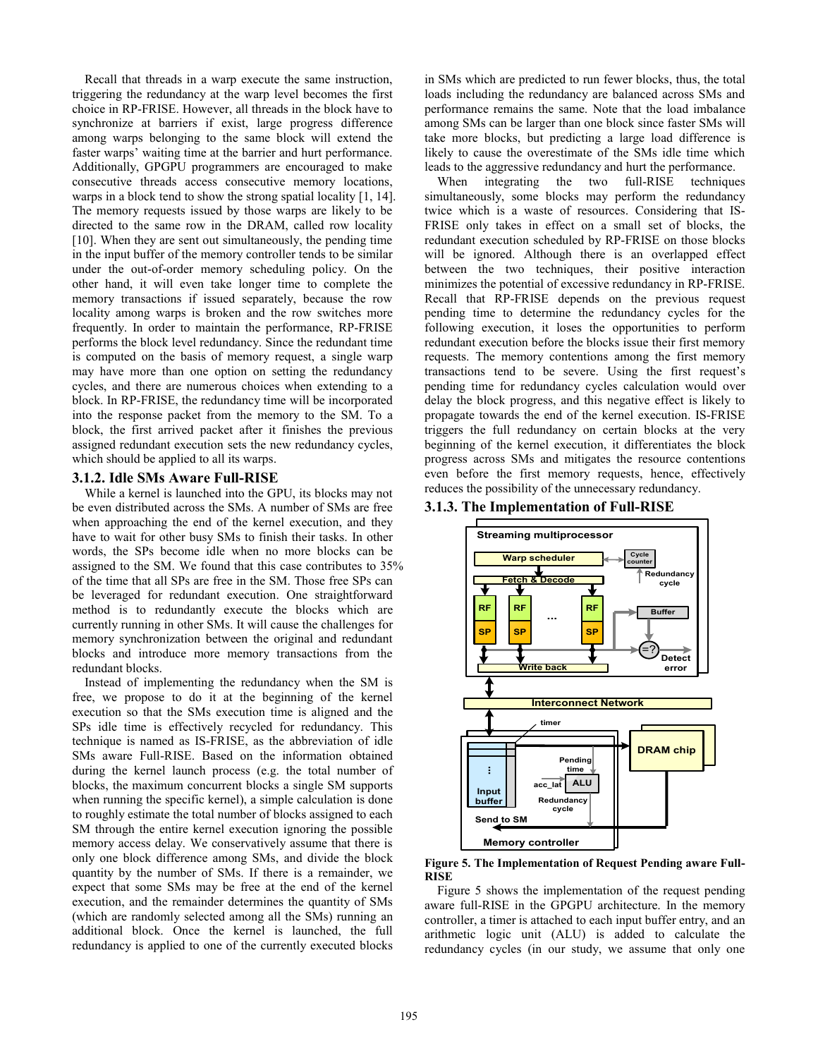Recall that threads in a warp execute the same instruction, triggering the redundancy at the warp level becomes the first choice in RP-FRISE. However, all threads in the block have to synchronize at barriers if exist, large progress difference among warps belonging to the same block will extend the faster warps' waiting time at the barrier and hurt performance. Additionally, GPGPU programmers are encouraged to make consecutive threads access consecutive memory locations, warps in a block tend to show the strong spatial locality [1, 14]. The memory requests issued by those warps are likely to be directed to the same row in the DRAM, called row locality [10]. When they are sent out simultaneously, the pending time in the input buffer of the memory controller tends to be similar under the out-of-order memory scheduling policy. On the other hand, it will even take longer time to complete the memory transactions if issued separately, because the row locality among warps is broken and the row switches more frequently. In order to maintain the performance, RP-FRISE performs the block level redundancy. Since the redundant time is computed on the basis of memory request, a single warp may have more than one option on setting the redundancy cycles, and there are numerous choices when extending to a block. In RP-FRISE, the redundancy time will be incorporated into the response packet from the memory to the SM. To a block, the first arrived packet after it finishes the previous assigned redundant execution sets the new redundancy cycles, which should be applied to all its warps.

### 3.1.2. Idle SMs Aware Full-RISE

While a kernel is launched into the GPU, its blocks may not be even distributed across the SMs. A number of SMs are free when approaching the end of the kernel execution, and they have to wait for other busy SMs to finish their tasks. In other words, the SPs become idle when no more blocks can be assigned to the SM. We found that this case contributes to 35% of the time that all SPs are free in the SM. Those free SPs can be leveraged for redundant execution. One straightforward method is to redundantly execute the blocks which are currently running in other SMs. It will cause the challenges for memory synchronization between the original and redundant blocks and introduce more memory transactions from the redundant blocks.

Instead of implementing the redundancy when the SM is free, we propose to do it at the beginning of the kernel execution so that the SMs execution time is aligned and the SPs idle time is effectively recycled for redundancy. This technique is named as IS-FRISE, as the abbreviation of idle SMs aware Full-RISE. Based on the information obtained during the kernel launch process (e.g. the total number of blocks, the maximum concurrent blocks a single SM supports when running the specific kernel), a simple calculation is done to roughly estimate the total number of blocks assigned to each SM through the entire kernel execution ignoring the possible memory access delay. We conservatively assume that there is only one block difference among SMs, and divide the block quantity by the number of SMs. If there is a remainder, we expect that some SMs may be free at the end of the kernel execution, and the remainder determines the quantity of SMs (which are randomly selected among all the SMs) running an additional block. Once the kernel is launched, the full redundancy is applied to one of the currently executed blocks in SMs which are predicted to run fewer blocks, thus, the total loads including the redundancy are balanced across SMs and performance remains the same. Note that the load imbalance among SMs can be larger than one block since faster SMs will take more blocks, but predicting a large load difference is likely to cause the overestimate of the SMs idle time which leads to the aggressive redundancy and hurt the performance.

When integrating the two full-RISE techniques simultaneously, some blocks may perform the redundancy twice which is a waste of resources. Considering that IS-FRISE only takes in effect on a small set of blocks, the redundant execution scheduled by RP-FRISE on those blocks will be ignored. Although there is an overlapped effect between the two techniques, their positive interaction minimizes the potential of excessive redundancy in RP-FRISE. Recall that RP-FRISE depends on the previous request pending time to determine the redundancy cycles for the following execution, it loses the opportunities to perform redundant execution before the blocks issue their first memory requests. The memory contentions among the first memory transactions tend to be severe. Using the first request's pending time for redundancy cycles calculation would over delay the block progress, and this negative effect is likely to propagate towards the end of the kernel execution. IS-FRISE triggers the full redundancy on certain blocks at the very beginning of the kernel execution, it differentiates the block progress across SMs and mitigates the resource contentions even before the first memory requests, hence, effectively reduces the possibility of the unnecessary redundancy.

### 3.1.3. The Implementation of Full-RISE

Streaming multiprocessor
Warp scheduler
Cycle counter
Redundancy cycle
Fetch & Decode
RF RF RF
SP SP SP
...
Buffer
=?
Detect error
Write back
Interconnect Network
timer
DRAM chip
Pending time
ALU
acc_lat
Input buffer
Redundancy cycle
Send to SM
Memory controller

**Figure 5. The Implementation of Request Pending aware Full-RISE**

Figure 5 shows the implementation of the request pending aware full-RISE in the GPGPU architecture. In the memory controller, a timer is attached to each input buffer entry, and an arithmetic logic unit (ALU) is added to calculate the redundancy cycles (in our study, we assume that only one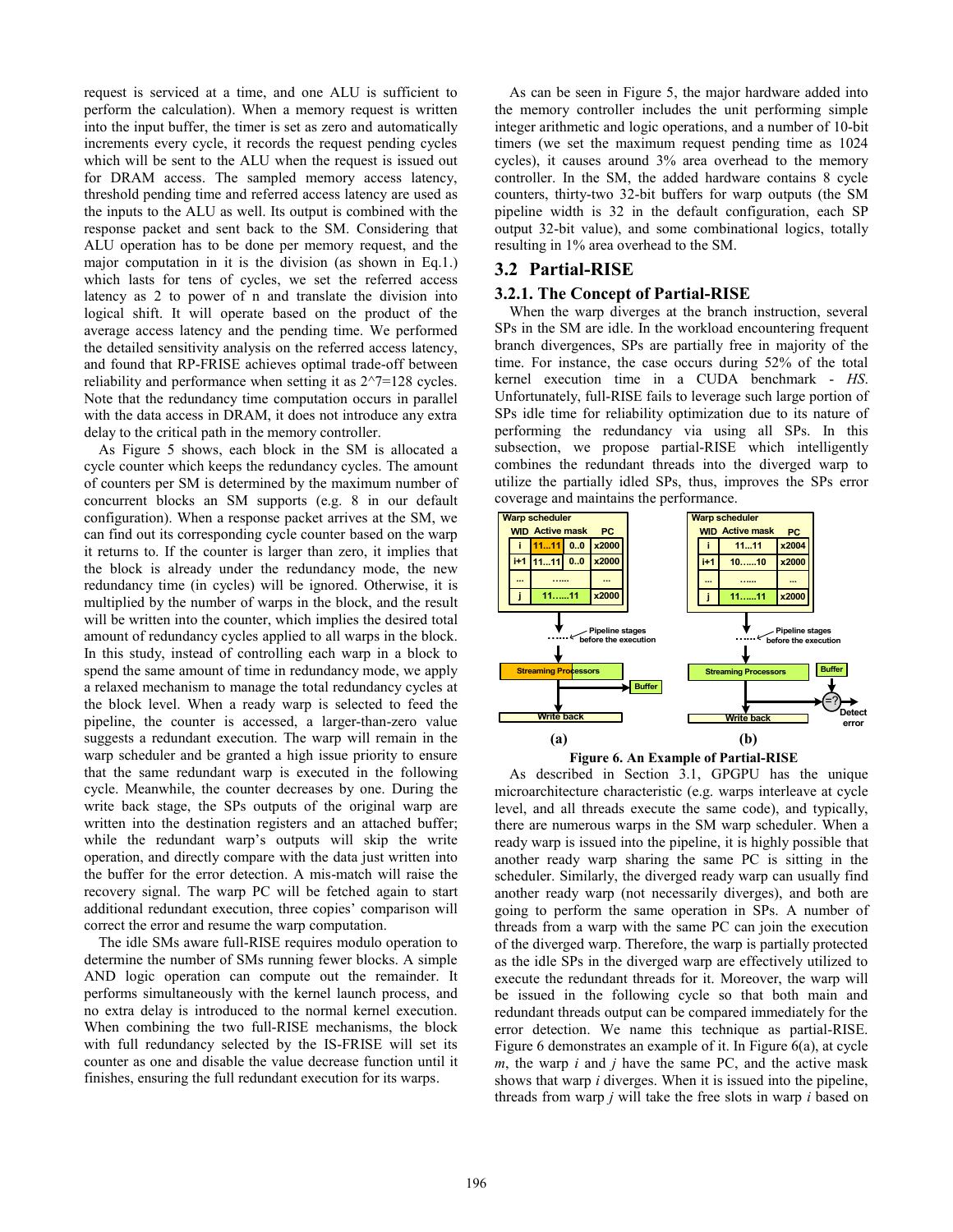request is serviced at a time, and one ALU is sufficient to perform the calculation). When a memory request is written into the input buffer, the timer is set as zero and automatically increments every cycle, it records the request pending cycles which will be sent to the ALU when the request is issued out for DRAM access. The sampled memory access latency, threshold pending time and referred access latency are used as the inputs to the ALU as well. Its output is combined with the response packet and sent back to the SM. Considering that ALU operation has to be done per memory request, and the major computation in it is the division (as shown in Eq.1.) which lasts for tens of cycles, we set the referred access latency as 2 to power of n and translate the division into logical shift. It will operate based on the product of the average access latency and the pending time. We performed the detailed sensitivity analysis on the referred access latency, and found that RP-FRISE achieves optimal trade-off between reliability and performance when setting it as 2^7=128 cycles. Note that the redundancy time computation occurs in parallel with the data access in DRAM, it does not introduce any extra delay to the critical path in the memory controller.

As Figure 5 shows, each block in the SM is allocated a cycle counter which keeps the redundancy cycles. The amount of counters per SM is determined by the maximum number of concurrent blocks an SM supports (e.g. 8 in our default configuration). When a response packet arrives at the SM, we can find out its corresponding cycle counter based on the warp it returns to. If the counter is larger than zero, it implies that the block is already under the redundancy mode, the new redundancy time (in cycles) will be ignored. Otherwise, it is multiplied by the number of warps in the block, and the result will be written into the counter, which implies the desired total amount of redundancy cycles applied to all warps in the block. In this study, instead of controlling each warp in a block to spend the same amount of time in redundancy mode, we apply a relaxed mechanism to manage the total redundancy cycles at the block level. When a ready warp is selected to feed the pipeline, the counter is accessed, a larger-than-zero value suggests a redundant execution. The warp will remain in the warp scheduler and be granted a high issue priority to ensure that the same redundant warp is executed in the following cycle. Meanwhile, the counter decreases by one. During the write back stage, the SPs outputs of the original warp are written into the destination registers and an attached buffer; while the redundant warp's outputs will skip the write operation, and directly compare with the data just written into the buffer for the error detection. A mis-match will raise the recovery signal. The warp PC will be fetched again to start additional redundant execution, three copies' comparison will correct the error and resume the warp computation.

The idle SMs aware full-RISE requires modulo operation to determine the number of SMs running fewer blocks. A simple AND logic operation can compute out the remainder. It performs simultaneously with the kernel launch process, and no extra delay is introduced to the normal kernel execution. When combining the two full-RISE mechanisms, the block with full redundancy selected by the IS-FRISE will set its counter as one and disable the value decrease function until it finishes, ensuring the full redundant execution for its warps.

As can be seen in Figure 5, the major hardware added into the memory controller includes the unit performing simple integer arithmetic and logic operations, and a number of 10-bit timers (we set the maximum request pending time as 1024 cycles), it causes around 3% area overhead to the memory controller. In the SM, the added hardware contains 8 cycle counters, thirty-two 32-bit buffers for warp outputs (the SM pipeline width is 32 in the default configuration, each SP output 32-bit value), and some combinational logics, totally resulting in 1% area overhead to the SM.

## 3.2 Partial-RISE

### 3.2.1. The Concept of Partial-RISE

When the warp diverges at the branch instruction, several SPs in the SM are idle. In the workload encountering frequent branch divergences, SPs are partially free in majority of the time. For instance, the case occurs during 52% of the total kernel execution time in a CUDA benchmark - *HS*. Unfortunately, full-RISE fails to leverage such large portion of SPs idle time for reliability optimization due to its nature of performing the redundancy via using all SPs. In this subsection, we propose partial-RISE which intelligently combines the redundant threads into the diverged warp to utilize the partially idled SPs, thus, improves the SPs error coverage and maintains the performance.

Warp scheduler
WID Active mask PC
i 11...11 0..0 x2000
i+1 11...11 0..0 x2000
... ...... ...
j 11......11 x2000
Pipeline stages before the execution
Streaming Processors
Buffer
Write back
(a)

Warp scheduler
WID Active mask PC
i 11...11 x2004
i+1 10......10 x2000
... ...... ...
j 11......11 x2000
Pipeline stages before the execution
Streaming Processors
Buffer
=?
Detect error
Write back
(b)

**Figure 6. An Example of Partial-RISE**

As described in Section 3.1, GPGPU has the unique microarchitecture characteristic (e.g. warps interleave at cycle level, and all threads execute the same code), and typically, there are numerous warps in the SM warp scheduler. When a ready warp is issued into the pipeline, it is highly possible that another ready warp sharing the same PC is sitting in the scheduler. Similarly, the diverged ready warp can usually find another ready warp (not necessarily diverges), and both are going to perform the same operation in SPs. A number of threads from a warp with the same PC can join the execution of the diverged warp. Therefore, the warp is partially protected as the idle SPs in the diverged warp are effectively utilized to execute the redundant threads for it. Moreover, the warp will be issued in the following cycle so that both main and redundant threads output can be compared immediately for the error detection. We name this technique as partial-RISE. Figure 6 demonstrates an example of it. In Figure 6(a), at cycle *m*, the warp *i* and *j* have the same PC, and the active mask shows that warp *i* diverges. When it is issued into the pipeline, threads from warp *j* will take the free slots in warp *i* based on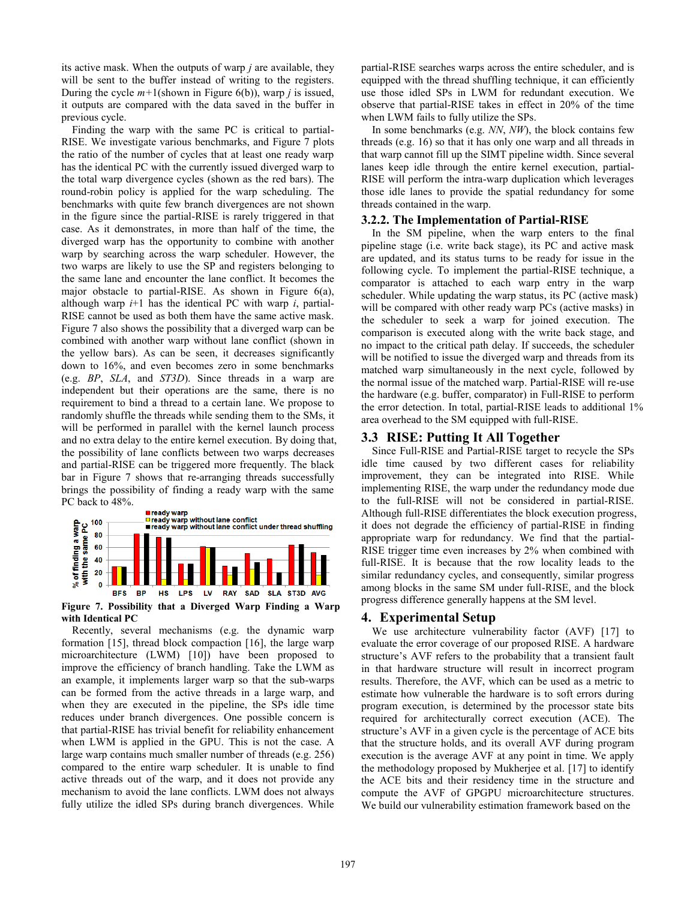its active mask. When the outputs of warp *j* are available, they will be sent to the buffer instead of writing to the registers. During the cycle $m+1$(shown in Figure 6(b)), warp *j* is issued, it outputs are compared with the data saved in the buffer in previous cycle.

Finding the warp with the same PC is critical to partial-RISE. We investigate various benchmarks, and Figure 7 plots the ratio of the number of cycles that at least one ready warp has the identical PC with the currently issued diverged warp to the total warp divergence cycles (shown as the red bars). The round-robin policy is applied for the warp scheduling. The benchmarks with quite few branch divergences are not shown in the figure since the partial-RISE is rarely triggered in that case. As it demonstrates, in more than half of the time, the diverged warp has the opportunity to combine with another warp by searching across the warp scheduler. However, the two warps are likely to use the SP and registers belonging to the same lane and encounter the lane conflict. It becomes the major obstacle to partial-RISE. As shown in Figure 6(a), although warp $i$+1 has the identical PC with warp *i*, partial-RISE cannot be used as both them have the same active mask. Figure 7 also shows the possibility that a diverged warp can be combined with another warp without lane conflict (shown in the yellow bars). As can be seen, it decreases significantly down to 16%, and even becomes zero in some benchmarks (e.g. *BP*, *SLA*, and *ST3D*). Since threads in a warp are independent but their operations are the same, there is no requirement to bind a thread to a certain lane. We propose to randomly shuffle the threads while sending them to the SMs, it will be performed in parallel with the kernel launch process and no extra delay to the entire kernel execution. By doing that, the possibility of lane conflicts between two warps decreases and partial-RISE can be triggered more frequently. The black bar in Figure 7 shows that re-arranging threads successfully brings the possibility of finding a ready warp with the same PC back to 48%.

ready warp
ready warp without lane conflict
ready warp without lane conflict under thread shuffling
% of finding a warp with the same PC
100
80
60
40
20
0
BFS BP HS LPS LV RAY SAD SLA ST3D AVG

**Figure 7. Possibility that a Diverged Warp Finding a Warp with Identical PC**

Recently, several mechanisms (e.g. the dynamic warp formation [15], thread block compaction [16], the large warp microarchitecture (LWM) [10]) have been proposed to improve the efficiency of branch handling. Take the LWM as an example, it implements larger warp so that the sub-warps can be formed from the active threads in a large warp, and when they are executed in the pipeline, the SPs idle time reduces under branch divergences. One possible concern is that partial-RISE has trivial benefit for reliability enhancement when LWM is applied in the GPU. This is not the case. A large warp contains much smaller number of threads (e.g. 256) compared to the entire warp scheduler. It is unable to find active threads out of the warp, and it does not provide any mechanism to avoid the lane conflicts. LWM does not always fully utilize the idled SPs during branch divergences. While partial-RISE searches warps across the entire scheduler, and is equipped with the thread shuffling technique, it can efficiently use those idled SPs in LWM for redundant execution. We observe that partial-RISE takes in effect in 20% of the time when LWM fails to fully utilize the SPs.

In some benchmarks (e.g. *NN*, *NW*), the block contains few threads (e.g. 16) so that it has only one warp and all threads in that warp cannot fill up the SIMT pipeline width. Since several lanes keep idle through the entire kernel execution, partial-RISE will perform the intra-warp duplication which leverages those idle lanes to provide the spatial redundancy for some threads contained in the warp.

### 3.2.2. The Implementation of Partial-RISE

In the SM pipeline, when the warp enters to the final pipeline stage (i.e. write back stage), its PC and active mask are updated, and its status turns to be ready for issue in the following cycle. To implement the partial-RISE technique, a comparator is attached to each warp entry in the warp scheduler. While updating the warp status, its PC (active mask) will be compared with other ready warp PCs (active masks) in the scheduler to seek a warp for joined execution. The comparison is executed along with the write back stage, and no impact to the critical path delay. If succeeds, the scheduler will be notified to issue the diverged warp and threads from its matched warp simultaneously in the next cycle, followed by the normal issue of the matched warp. Partial-RISE will re-use the hardware (e.g. buffer, comparator) in Full-RISE to perform the error detection. In total, partial-RISE leads to additional 1% area overhead to the SM equipped with full-RISE.

## 3.3 RISE: Putting It All Together

Since Full-RISE and Partial-RISE target to recycle the SPs idle time caused by two different cases for reliability improvement, they can be integrated into RISE. While implementing RISE, the warp under the redundancy mode due to the full-RISE will not be considered in partial-RISE. Although full-RISE differentiates the block execution progress, it does not degrade the efficiency of partial-RISE in finding appropriate warp for redundancy. We find that the partial-RISE trigger time even increases by 2% when combined with full-RISE. It is because that the row locality leads to the similar redundancy cycles, and consequently, similar progress among blocks in the same SM under full-RISE, and the block progress difference generally happens at the SM level.

# 4. Experimental Setup

We use architecture vulnerability factor (AVF) [17] to evaluate the error coverage of our proposed RISE. A hardware structure's AVF refers to the probability that a transient fault in that hardware structure will result in incorrect program results. Therefore, the AVF, which can be used as a metric to estimate how vulnerable the hardware is to soft errors during program execution, is determined by the processor state bits required for architecturally correct execution (ACE). The structure's AVF in a given cycle is the percentage of ACE bits that the structure holds, and its overall AVF during program execution is the average AVF at any point in time. We apply the methodology proposed by Mukherjee et al. [17] to identify the ACE bits and their residency time in the structure and compute the AVF of GPGPU microarchitecture structures. We build our vulnerability estimation framework based on the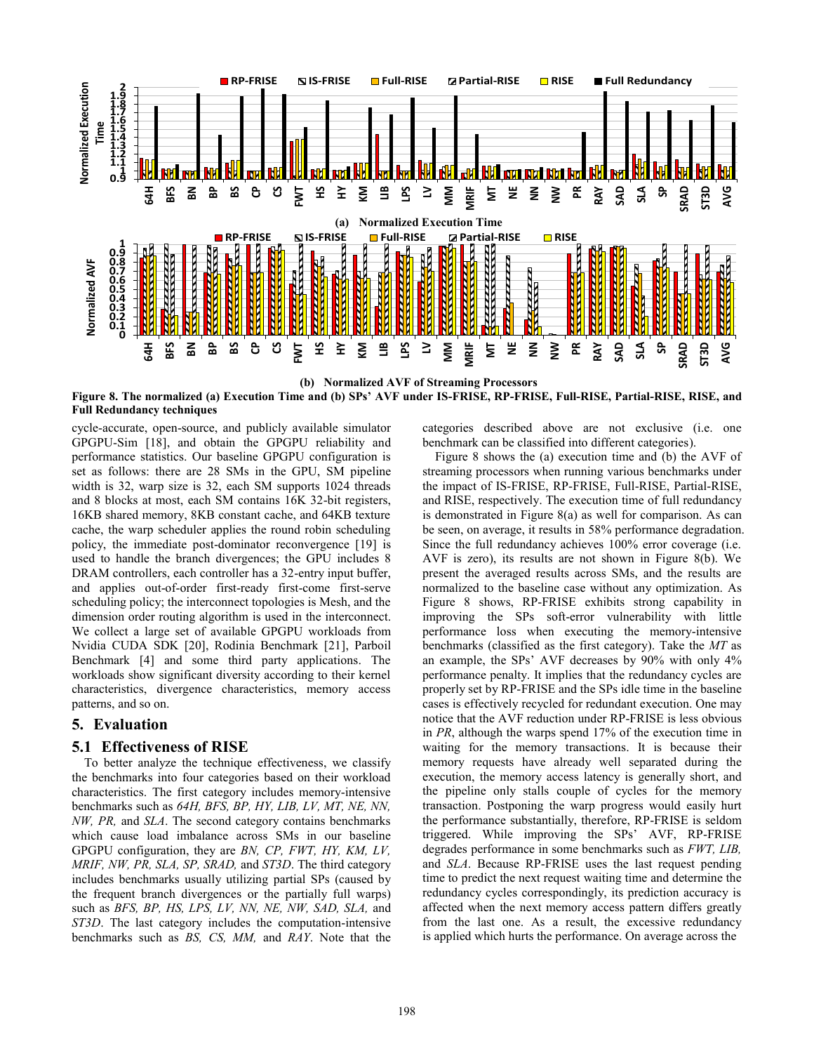**(a) Normalized Execution Time**

**(b) Normalized AVF of Streaming Processors**

**Figure 8. The normalized (a) Execution Time and (b) SPs' AVF under IS-FRISE, RP-FRISE, Full-RISE, Partial-RISE, RISE, and Full Redundancy techniques**

cycle-accurate, open-source, and publicly available simulator GPGPU-Sim [18], and obtain the GPGPU reliability and performance statistics. Our baseline GPGPU configuration is set as follows: there are 28 SMs in the GPU, SM pipeline width is 32, warp size is 32, each SM supports 1024 threads and 8 blocks at most, each SM contains 16K 32-bit registers, 16KB shared memory, 8KB constant cache, and 64KB texture cache, the warp scheduler applies the round robin scheduling policy, the immediate post-dominator reconvergence [19] is used to handle the branch divergences; the GPU includes 8 DRAM controllers, each controller has a 32-entry input buffer, and applies out-of-order first-ready first-come first-serve scheduling policy; the interconnect topologies is Mesh, and the dimension order routing algorithm is used in the interconnect. We collect a large set of available GPGPU workloads from Nvidia CUDA SDK [20], Rodinia Benchmark [21], Parboil Benchmark [4] and some third party applications. The workloads show significant diversity according to their kernel characteristics, divergence characteristics, memory access patterns, and so on.

## 5. Evaluation

### 5.1 Effectiveness of RISE

To better analyze the technique effectiveness, we classify the benchmarks into four categories based on their workload characteristics. The first category includes memory-intensive benchmarks such as *64H, BFS, BP, HY, LIB, LV, MT, NE, NN, NW, PR,* and *SLA*. The second category contains benchmarks which cause load imbalance across SMs in our baseline GPGPU configuration, they are *BN, CP, FWT, HY, KM, LV, MRIF, NW, PR, SLA, SP, SRAD,* and *ST3D*. The third category includes benchmarks usually utilizing partial SPs (caused by the frequent branch divergences or the partially full warps) such as *BFS, BP, HS, LPS, LV, NN, NE, NW, SAD, SLA,* and *ST3D*. The last category includes the computation-intensive benchmarks such as *BS, CS, MM,* and *RAY*. Note that the categories described above are not exclusive (i.e. one benchmark can be classified into different categories).

Figure 8 shows the (a) execution time and (b) the AVF of streaming processors when running various benchmarks under the impact of IS-FRISE, RP-FRISE, Full-RISE, Partial-RISE, and RISE, respectively. The execution time of full redundancy is demonstrated in Figure 8(a) as well for comparison. As can be seen, on average, it results in 58% performance degradation. Since the full redundancy achieves 100% error coverage (i.e. AVF is zero), its results are not shown in Figure 8(b). We present the averaged results across SMs, and the results are normalized to the baseline case without any optimization. As Figure 8 shows, RP-FRISE exhibits strong capability in improving the SPs soft-error vulnerability with little performance loss when executing the memory-intensive benchmarks (classified as the first category). Take the *MT* as an example, the SPs' AVF decreases by 90% with only 4% performance penalty. It implies that the redundancy cycles are properly set by RP-FRISE and the SPs idle time in the baseline cases is effectively recycled for redundant execution. One may notice that the AVF reduction under RP-FRISE is less obvious in *PR*, although the warps spend 17% of the execution time in waiting for the memory transactions. It is because their memory requests have already well separated during the execution, the memory access latency is generally short, and the pipeline only stalls couple of cycles for the memory transaction. Postponing the warp progress would easily hurt the performance substantially, therefore, RP-FRISE is seldom triggered. While improving the SPs' AVF, RP-FRISE degrades performance in some benchmarks such as *FWT, LIB,* and *SLA*. Because RP-FRISE uses the last request pending time to predict the next request waiting time and determine the redundancy cycles correspondingly, its prediction accuracy is affected when the next memory access pattern differs greatly from the last one. As a result, the excessive redundancy is applied which hurts the performance. On average across the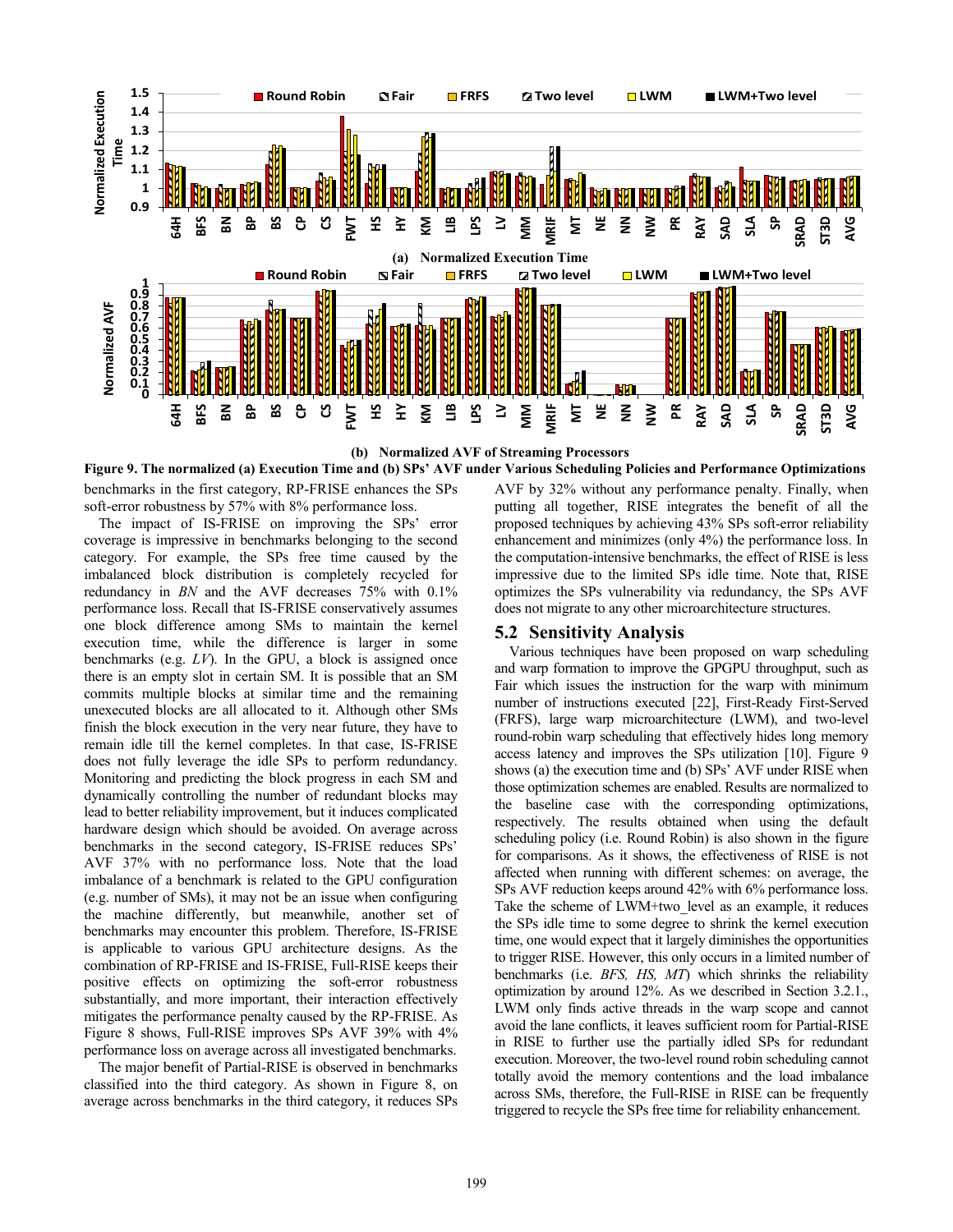Round Robin
Fair
FRFS
Two level
LWM
LWM+Two level

Normalized Execution Time

1.5
1.4
1.3
1.2
1.1
1
0.9

64H BFS BN BP BS CP CS FWT HS HY KM LIB LPS LV MM MRIF MT NE NN NW PR RAY SAD SLA SP SRAD ST3D AVG

**(a) Normalized Execution Time**

Round Robin
Fair
FRFS
Two level
LWM
LWM+Two level

Normalized AVF

1
0.9
0.8
0.7
0.6
0.5
0.4
0.3
0.2
0.1
0

64H BFS BN BP BS CP CS FWT HS HY KM LIB LPS LV MM MRIF MT NE NN NW PR RAY SAD SLA SP SRAD ST3D AVG

**(b) Normalized AVF of Streaming Processors**

**Figure 9. The normalized (a) Execution Time and (b) SPs' AVF under Various Scheduling Policies and Performance Optimizations**

benchmarks in the first category, RP-FRISE enhances the SPs soft-error robustness by 57% with 8% performance loss.

The impact of IS-FRISE on improving the SPs' error coverage is impressive in benchmarks belonging to the second category. For example, the SPs free time caused by the imbalanced block distribution is completely recycled for redundancy in *BN* and the AVF decreases 75% with 0.1% performance loss. Recall that IS-FRISE conservatively assumes one block difference among SMs to maintain the kernel execution time, while the difference is larger in some benchmarks (e.g. *LV*). In the GPU, a block is assigned once there is an empty slot in certain SM. It is possible that an SM commits multiple blocks at similar time and the remaining unexecuted blocks are all allocated to it. Although other SMs finish the block execution in the very near future, they have to remain idle till the kernel completes. In that case, IS-FRISE does not fully leverage the idle SPs to perform redundancy. Monitoring and predicting the block progress in each SM and dynamically controlling the number of redundant blocks may lead to better reliability improvement, but it induces complicated hardware design which should be avoided. On average across benchmarks in the second category, IS-FRISE reduces SPs' AVF 37% with no performance loss. Note that the load imbalance of a benchmark is related to the GPU configuration (e.g. number of SMs), it may not be an issue when configuring the machine differently, but meanwhile, another set of benchmarks may encounter this problem. Therefore, IS-FRISE is applicable to various GPU architecture designs. As the combination of RP-FRISE and IS-FRISE, Full-RISE keeps their positive effects on optimizing the soft-error robustness substantially, and more important, their interaction effectively mitigates the performance penalty caused by the RP-FRISE. As Figure 8 shows, Full-RISE improves SPs AVF 39% with 4% performance loss on average across all investigated benchmarks.

The major benefit of Partial-RISE is observed in benchmarks classified into the third category. As shown in Figure 8, on average across benchmarks in the third category, it reduces SPs AVF by 32% without any performance penalty. Finally, when putting all together, RISE integrates the benefit of all the proposed techniques by achieving 43% SPs soft-error reliability enhancement and minimizes (only 4%) the performance loss. In the computation-intensive benchmarks, the effect of RISE is less impressive due to the limited SPs idle time. Note that, RISE optimizes the SPs vulnerability via redundancy, the SPs AVF does not migrate to any other microarchitecture structures.

## 5.2 Sensitivity Analysis

Various techniques have been proposed on warp scheduling and warp formation to improve the GPGPU throughput, such as Fair which issues the instruction for the warp with minimum number of instructions executed [22], First-Ready First-Served (FRFS), large warp microarchitecture (LWM), and two-level round-robin warp scheduling that effectively hides long memory access latency and improves the SPs utilization [10]. Figure 9 shows (a) the execution time and (b) SPs' AVF under RISE when those optimization schemes are enabled. Results are normalized to the baseline case with the corresponding optimizations, respectively. The results obtained when using the default scheduling policy (i.e. Round Robin) is also shown in the figure for comparisons. As it shows, the effectiveness of RISE is not affected when running with different schemes: on average, the SPs AVF reduction keeps around 42% with 6% performance loss. Take the scheme of LWM+two_level as an example, it reduces the SPs idle time to some degree to shrink the kernel execution time, one would expect that it largely diminishes the opportunities to trigger RISE. However, this only occurs in a limited number of benchmarks (i.e. *BFS, HS, MT*) which shrinks the reliability optimization by around 12%. As we described in Section 3.2.1., LWM only finds active threads in the warp scope and cannot avoid the lane conflicts, it leaves sufficient room for Partial-RISE in RISE to further use the partially idled SPs for redundant execution. Moreover, the two-level round robin scheduling cannot totally avoid the memory contentions and the load imbalance across SMs, therefore, the Full-RISE in RISE can be frequently triggered to recycle the SPs free time for reliability enhancement.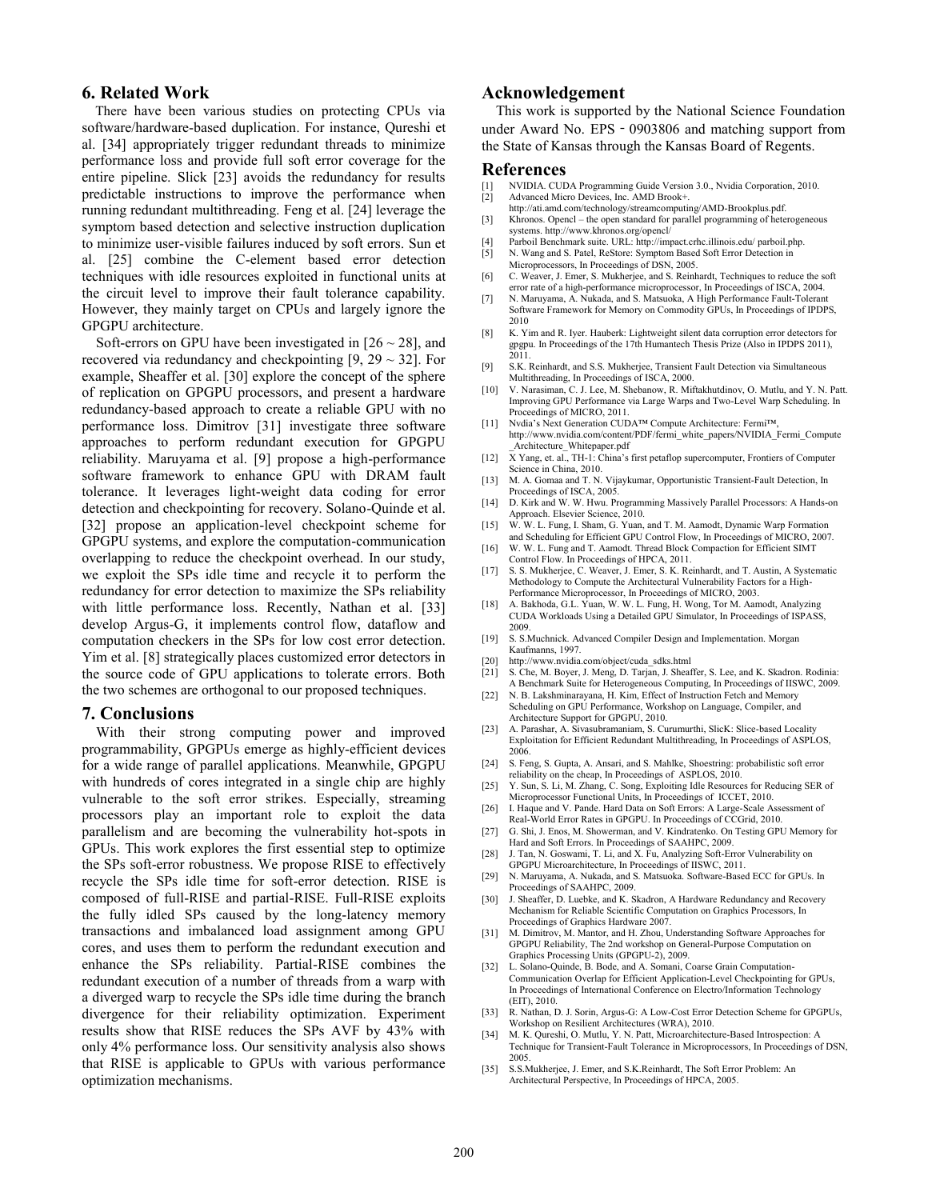## 6. Related Work

There have been various studies on protecting CPUs via software/hardware-based duplication. For instance, Qureshi et al. [34] appropriately trigger redundant threads to minimize performance loss and provide full soft error coverage for the entire pipeline. Slick [23] avoids the redundancy for results predictable instructions to improve the performance when running redundant multithreading. Feng et al. [24] leverage the symptom based detection and selective instruction duplication to minimize user-visible failures induced by soft errors. Sun et al. [25] combine the C-element based error detection techniques with idle resources exploited in functional units at the circuit level to improve their fault tolerance capability. However, they mainly target on CPUs and largely ignore the GPGPU architecture.

Soft-errors on GPU have been investigated in [26 ~ 28], and recovered via redundancy and checkpointing [9, 29 ~ 32]. For example, Sheaffer et al. [30] explore the concept of the sphere of replication on GPGPU processors, and present a hardware redundancy-based approach to create a reliable GPU with no performance loss. Dimitrov [31] investigate three software approaches to perform redundant execution for GPGPU reliability. Maruyama et al. [9] propose a high-performance software framework to enhance GPU with DRAM fault tolerance. It leverages light-weight data coding for error detection and checkpointing for recovery. Solano-Quinde et al. [32] propose an application-level checkpoint scheme for GPGPU systems, and explore the computation-communication overlapping to reduce the checkpoint overhead. In our study, we exploit the SPs idle time and recycle it to perform the redundancy for error detection to maximize the SPs reliability with little performance loss. Recently, Nathan et al. [33] develop Argus-G, it implements control flow, dataflow and computation checkers in the SPs for low cost error detection. Yim et al. [8] strategically places customized error detectors in the source code of GPU applications to tolerate errors. Both the two schemes are orthogonal to our proposed techniques.

## 7. Conclusions

With their strong computing power and improved programmability, GPGPUs emerge as highly-efficient devices for a wide range of parallel applications. Meanwhile, GPGPU with hundreds of cores integrated in a single chip are highly vulnerable to the soft error strikes. Especially, streaming processors play an important role to exploit the data parallelism and are becoming the vulnerability hot-spots in GPUs. This work explores the first essential step to optimize the SPs soft-error robustness. We propose RISE to effectively recycle the SPs idle time for soft-error detection. RISE is composed of full-RISE and partial-RISE. Full-RISE exploits the fully idled SPs caused by the long-latency memory transactions and imbalanced load assignment among GPU cores, and uses them to perform the redundant execution and enhance the SPs reliability. Partial-RISE combines the redundant execution of a number of threads from a warp with a diverged warp to recycle the SPs idle time during the branch divergence for their reliability optimization. Experiment results show that RISE reduces the SPs AVF by 43% with only 4% performance loss. Our sensitivity analysis also shows that RISE is applicable to GPUs with various performance optimization mechanisms.

## Acknowledgement

This work is supported by the National Science Foundation under Award No. EPS‐0903806 and matching support from the State of Kansas through the Kansas Board of Regents.

## References

[1] NVIDIA. CUDA Programming Guide Version 3.0., Nvidia Corporation, 2010.
[2] Advanced Micro Devices, Inc. AMD Brook+. http://ati.amd.com/technology/streamcomputing/AMD-Brookplus.pdf.
[3] Khronos. Opencl – the open standard for parallel programming of heterogeneous systems. http://www.khronos.org/opencl/
[4] Parboil Benchmark suite. URL: http://impact.crhc.illinois.edu/ parboil.php.
[5] N. Wang and S. Patel, ReStore: Symptom Based Soft Error Detection in Microprocessors, In Proceedings of DSN, 2005.
[6] C. Weaver, J. Emer, S. Mukherjee, and S. Reinhardt, Techniques to reduce the soft error rate of a high-performance microprocessor, In Proceedings of ISCA, 2004.
[7] N. Maruyama, A. Nukada, and S. Matsuoka, A High Performance Fault-Tolerant Software Framework for Memory on Commodity GPUs, In Proceedings of IPDPS, 2010
[8] K. Yim and R. Iyer. Hauberk: Lightweight silent data corruption error detectors for gpgpu. In Proceedings of the 17th Humantech Thesis Prize (Also in IPDPS 2011), 2011.
[9] S.K. Reinhardt, and S.S. Mukherjee, Transient Fault Detection via Simultaneous Multithreading, In Proceedings of ISCA, 2000.
[10] V. Narasiman, C. J. Lee, M. Shebanow, R. Miftakhutdinov, O. Mutlu, and Y. N. Patt. Improving GPU Performance via Large Warps and Two-Level Warp Scheduling. In Proceedings of MICRO, 2011.
[11] Nvdia's Next Generation CUDA™ Compute Architecture: Fermi™, http://www.nvidia.com/content/PDF/fermi_white_papers/NVIDIA_Fermi_Compute_Architecture_Whitepaper.pdf
[12] X Yang, et. al., TH-1: China's first petaflop supercomputer, Frontiers of Computer Science in China, 2010.
[13] M. A. Gomaa and T. N. Vijaykumar, Opportunistic Transient-Fault Detection, In Proceedings of ISCA, 2005.
[14] D. Kirk and W. W. Hwu. Programming Massively Parallel Processors: A Hands-on Approach. Elsevier Science, 2010.
[15] W. W. L. Fung, I. Sham, G. Yuan, and T. M. Aamodt, Dynamic Warp Formation and Scheduling for Efficient GPU Control Flow, In Proceedings of MICRO, 2007.
[16] W. W. L. Fung and T. Aamodt. Thread Block Compaction for Efficient SIMT Control Flow. In Proceedings of HPCA, 2011.
[17] S. S. Mukherjee, C. Weaver, J. Emer, S. K. Reinhardt, and T. Austin, A Systematic Methodology to Compute the Architectural Vulnerability Factors for a High-Performance Microprocessor, In Proceedings of MICRO, 2003.
[18] A. Bakhoda, G.L. Yuan, W. W. L. Fung, H. Wong, Tor M. Aamodt, Analyzing CUDA Workloads Using a Detailed GPU Simulator, In Proceedings of ISPASS, 2009.
[19] S. S.Muchnick. Advanced Compiler Design and Implementation. Morgan Kaufmanns, 1997.
[20] http://www.nvidia.com/object/cuda_sdks.html
[21] S. Che, M. Boyer, J. Meng, D. Tarjan, J. Sheaffer, S. Lee, and K. Skadron. Rodinia: A Benchmark Suite for Heterogeneous Computing, In Proceedings of IISWC, 2009.
[22] N. B. Lakshminarayana, H. Kim, Effect of Instruction Fetch and Memory Scheduling on GPU Performance, Workshop on Language, Compiler, and Architecture Support for GPGPU, 2010.
[23] A. Parashar, A. Sivasubramaniam, S. Curumurthi, SlicK: Slice-based Locality Exploitation for Efficient Redundant Multithreading, In Proceedings of ASPLOS, 2006.
[24] S. Feng, S. Gupta, A. Ansari, and S. Mahlke, Shoestring: probabilistic soft error reliability on the cheap, In Proceedings of ASPLOS, 2010.
[25] Y. Sun, S. Li, M. Zhang, C. Song, Exploiting Idle Resources for Reducing SER of Microprocessor Functional Units, In Proceedings of ICCET, 2010.
[26] I. Haque and V. Pande. Hard Data on Soft Errors: A Large-Scale Assessment of Real-World Error Rates in GPGPU. In Proceedings of CCGrid, 2010.
[27] G. Shi, J. Enos, M. Showerman, and V. Kindratenko. On Testing GPU Memory for Hard and Soft Errors. In Proceedings of SAAHPC, 2009.
[28] J. Tan, N. Goswami, T. Li, and X. Fu, Analyzing Soft-Error Vulnerability on GPGPU Microarchitecture, In Proceedings of IISWC, 2011.
[29] N. Maruyama, A. Nukada, and S. Matsuoka. Software-Based ECC for GPUs. In Proceedings of SAAHPC, 2009.
[30] J. Sheaffer, D. Luebke, and K. Skadron, A Hardware Redundancy and Recovery Mechanism for Reliable Scientific Computation on Graphics Processors, In Proceedings of Graphics Hardware 2007.
[31] M. Dimitrov, M. Mantor, and H. Zhou, Understanding Software Approaches for GPGPU Reliability, The 2nd workshop on General-Purpose Computation on Graphics Processing Units (GPGPU-2), 2009.
[32] L. Solano-Quinde, B. Bode, and A. Somani, Coarse Grain Computation-Communication Overlap for Efficient Application-Level Checkpointing for GPUs, In Proceedings of International Conference on Electro/Information Technology (EIT), 2010.
[33] R. Nathan, D. J. Sorin, Argus-G: A Low-Cost Error Detection Scheme for GPGPUs, Workshop on Resilient Architectures (WRA), 2010.
[34] M. K. Qureshi, O. Mutlu, Y. N. Patt, Microarchitecture-Based Introspection: A Technique for Transient-Fault Tolerance in Microprocessors, In Proceedings of DSN, 2005.
[35] S.S.Mukherjee, J. Emer, and S.K.Reinhardt, The Soft Error Problem: An Architectural Perspective, In Proceedings of HPCA, 2005.